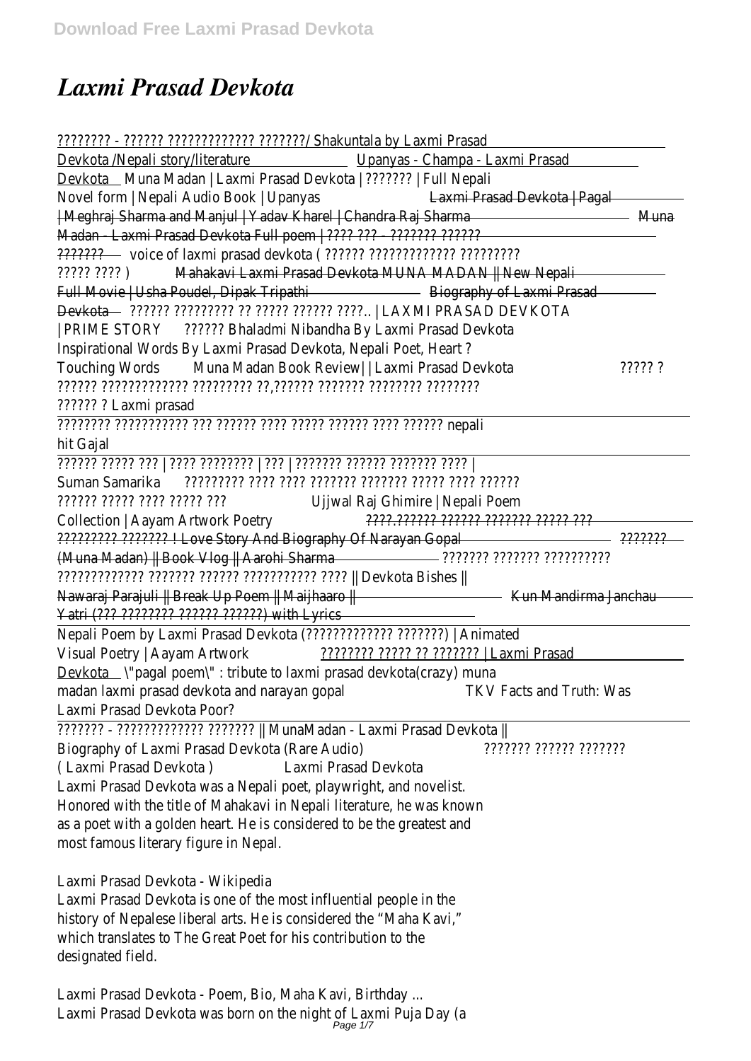# *Laxmi Prasad Devkota*

???????? - ?????? ????????????? ???????/ Shakuntala by Laxmi Prasad Devkota /Nepali story/literature Upanyas - Champa - Laxmi Prasad Devkota Muna Madan | Laxmi Prasad Devkota | ??????? | Full Nepali Novel form | Nepali Audio Book | Upanyas ~~Laxmi Prasad Devkota | Pagal | Meghraj Sharma and Manjul | Yadav Kharel | Chandra Raj Sharma~~ ~~Muna Madan - Laxmi Prasad Devkota Full poem | ???? ??? - ??????? ?????? ???????~~ voice of laxmi prasad devkota ( ?????? ????????????? ????????? ????? ???? ) ~~Mahakavi Laxmi Prasad Devkota MUNA MADAN || New Nepali Full Movie | Usha Poudel, Dipak Tripathi~~ ~~Biography of Laxmi Prasad Devkota~~ ?????? ????????? ?? ????? ?????? ????.. | LAXMI PRASAD DEVKOTA | PRIME STORY ?????? Bhaladmi Nibandha By Laxmi Prasad Devkota Inspirational Words By Laxmi Prasad Devkota, Nepali Poet, Heart ? Touching Words Muna Madan Book Review| | Laxmi Prasad Devkota ????? ? ?????? ????????????? ????????? ??,?????? ??????? ???????? ???????? ?????? ? Laxmi prasad

???????? ??????????? ??? ?????? ???? ????? ?????? ???? ?????? nepali hit Gajal

?????? ????? ??? | ???? ???????? | ??? | ??????? ?????? ??????? ???? | Suman Samarika ????????? ???? ???? ??????? ??????? ????? ???? ?????? ?????? ????? ???? ????? ??? Ujjwal Raj Ghimire | Nepali Poem Collection | Aayam Artwork Poetry ~~????.?????? ?????? ??????? ????? ??? ????????? ??????? ! Love Story And Biography Of Narayan Gopal~~ ~~??????? (Muna Madan) || Book Vlog || Aarohi Sharma~~ ??????? ??????? ?????????? ????????????? ??????? ?????? ??????????? ???? || Devkota Bishes || Nawaraj Parajuli || Break Up Poem || Maijhaaro || ~~Kun Mandirma Janchau Yatri (??? ???????? ?????? ??????) with Lyrics~~

Nepali Poem by Laxmi Prasad Devkota (????????????? ???????) | Animated Visual Poetry | Aayam Artwork ???????? ????? ?? ??????? | Laxmi Prasad Devkota "pagal poem" : tribute to laxmi prasad devkota(crazy) muna madan laxmi prasad devkota and narayan gopal TKV Facts and Truth: Was Laxmi Prasad Devkota Poor?

??????? - ????????????? ??????? || MunaMadan - Laxmi Prasad Devkota || Biography of Laxmi Prasad Devkota (Rare Audio) ??????? ?????? ??????? ( Laxmi Prasad Devkota ) Laxmi Prasad Devkota

Laxmi Prasad Devkota was a Nepali poet, playwright, and novelist. Honored with the title of Mahakavi in Nepali literature, he was known as a poet with a golden heart. He is considered to be the greatest and most famous literary figure in Nepal.

Laxmi Prasad Devkota - Wikipedia

Laxmi Prasad Devkota is one of the most influential people in the history of Nepalese liberal arts. He is considered the "Maha Kavi," which translates to The Great Poet for his contribution to the designated field.

Laxmi Prasad Devkota - Poem, Bio, Maha Kavi, Birthday ...

Laxmi Prasad Devkota was born on the night of Laxmi Puja Day (a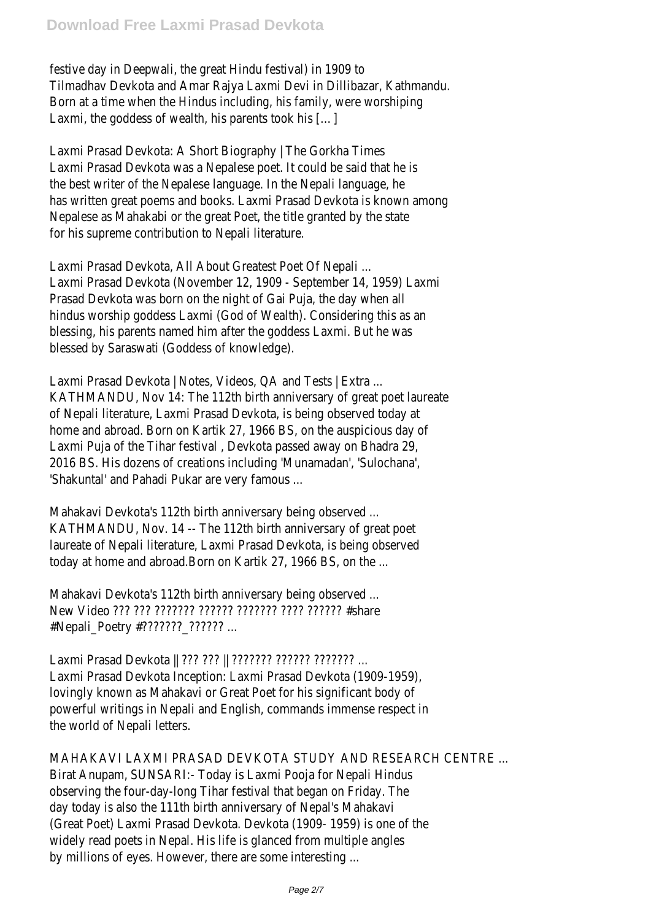festive day in Deepwali, the great Hindu festival) in 1909 to Tilmadhav Devkota and Amar Rajya Laxmi Devi in Dillibazar, Kathmandu. Born at a time when the Hindus including, his family, were worshiping Laxmi, the goddess of wealth, his parents took his […]

Laxmi Prasad Devkota: A Short Biography | The Gorkha Times
Laxmi Prasad Devkota was a Nepalese poet. It could be said that he is the best writer of the Nepalese language. In the Nepali language, he has written great poems and books. Laxmi Prasad Devkota is known among Nepalese as Mahakabi or the great Poet, the title granted by the state for his supreme contribution to Nepali literature.

Laxmi Prasad Devkota, All About Greatest Poet Of Nepali ...
Laxmi Prasad Devkota (November 12, 1909 - September 14, 1959) Laxmi Prasad Devkota was born on the night of Gai Puja, the day when all hindus worship goddess Laxmi (God of Wealth). Considering this as an blessing, his parents named him after the goddess Laxmi. But he was blessed by Saraswati (Goddess of knowledge).

Laxmi Prasad Devkota | Notes, Videos, QA and Tests | Extra ...
KATHMANDU, Nov 14: The 112th birth anniversary of great poet laureate of Nepali literature, Laxmi Prasad Devkota, is being observed today at home and abroad. Born on Kartik 27, 1966 BS, on the auspicious day of Laxmi Puja of the Tihar festival , Devkota passed away on Bhadra 29, 2016 BS. His dozens of creations including 'Munamadan', 'Sulochana', 'Shakuntal' and Pahadi Pukar are very famous ...

Mahakavi Devkota's 112th birth anniversary being observed ...
KATHMANDU, Nov. 14 -- The 112th birth anniversary of great poet laureate of Nepali literature, Laxmi Prasad Devkota, is being observed today at home and abroad.Born on Kartik 27, 1966 BS, on the ...

Mahakavi Devkota's 112th birth anniversary being observed ...
New Video ??? ??? ??????? ?????? ??????? ???? ?????? #share #Nepali_Poetry #???????_?????? ...

Laxmi Prasad Devkota || ??? ??? || ??????? ?????? ??????? ...
Laxmi Prasad Devkota Inception: Laxmi Prasad Devkota (1909-1959), lovingly known as Mahakavi or Great Poet for his significant body of powerful writings in Nepali and English, commands immense respect in the world of Nepali letters.

MAHAKAVI LAXMI PRASAD DEVKOTA STUDY AND RESEARCH CENTRE ...
Birat Anupam, SUNSARI:- Today is Laxmi Pooja for Nepali Hindus observing the four-day-long Tihar festival that began on Friday. The day today is also the 111th birth anniversary of Nepal's Mahakavi (Great Poet) Laxmi Prasad Devkota. Devkota (1909- 1959) is one of the widely read poets in Nepal. His life is glanced from multiple angles by millions of eyes. However, there are some interesting ...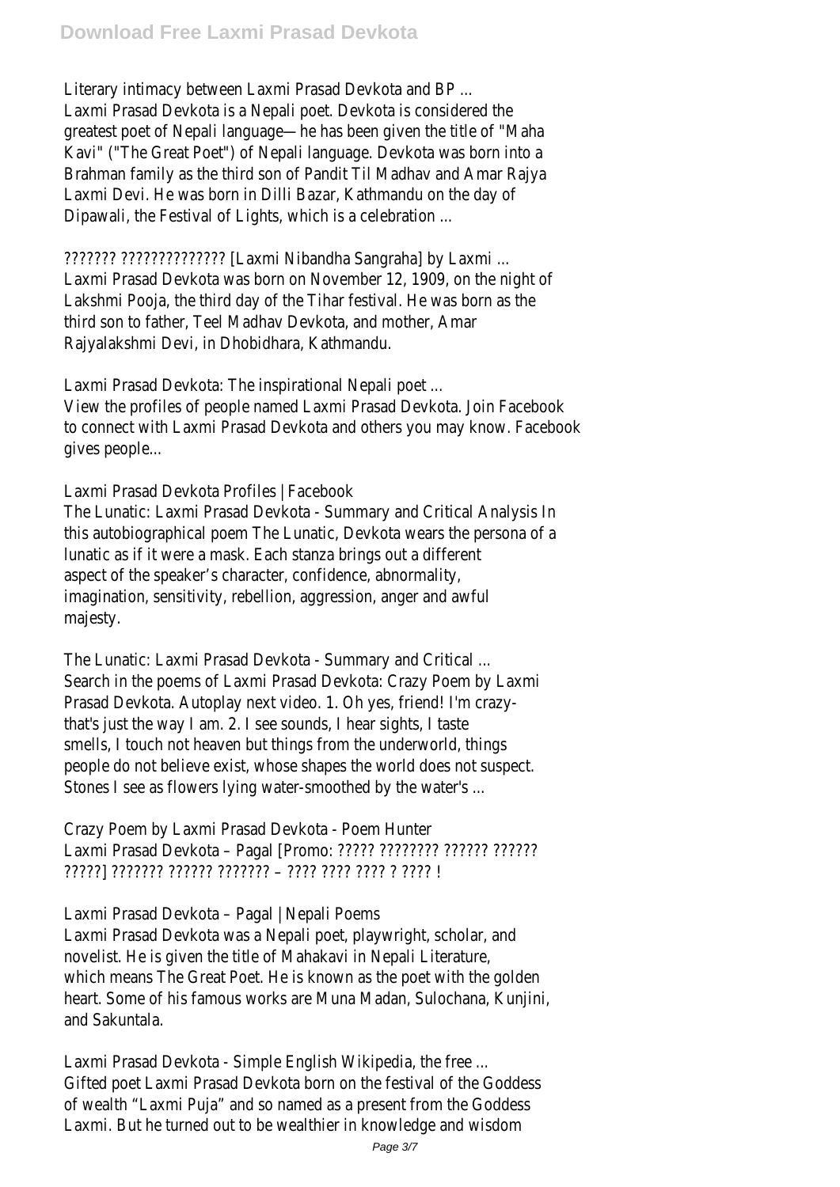Literary intimacy between Laxmi Prasad Devkota and BP ...
Laxmi Prasad Devkota is a Nepali poet. Devkota is considered the greatest poet of Nepali language—he has been given the title of "Maha Kavi" ("The Great Poet") of Nepali language. Devkota was born into a Brahman family as the third son of Pandit Til Madhav and Amar Rajya Laxmi Devi. He was born in Dilli Bazar, Kathmandu on the day of Dipawali, the Festival of Lights, which is a celebration ...

??????? ?????????????? [Laxmi Nibandha Sangraha] by Laxmi ...
Laxmi Prasad Devkota was born on November 12, 1909, on the night of Lakshmi Pooja, the third day of the Tihar festival. He was born as the third son to father, Teel Madhav Devkota, and mother, Amar Rajyalakshmi Devi, in Dhobidhara, Kathmandu.

Laxmi Prasad Devkota: The inspirational Nepali poet ...
View the profiles of people named Laxmi Prasad Devkota. Join Facebook to connect with Laxmi Prasad Devkota and others you may know. Facebook gives people...

Laxmi Prasad Devkota Profiles | Facebook
The Lunatic: Laxmi Prasad Devkota - Summary and Critical Analysis In this autobiographical poem The Lunatic, Devkota wears the persona of a lunatic as if it were a mask. Each stanza brings out a different aspect of the speaker's character, confidence, abnormality, imagination, sensitivity, rebellion, aggression, anger and awful majesty.

The Lunatic: Laxmi Prasad Devkota - Summary and Critical ...
Search in the poems of Laxmi Prasad Devkota: Crazy Poem by Laxmi Prasad Devkota. Autoplay next video. 1. Oh yes, friend! I'm crazy-that's just the way I am. 2. I see sounds, I hear sights, I taste smells, I touch not heaven but things from the underworld, things people do not believe exist, whose shapes the world does not suspect. Stones I see as flowers lying water-smoothed by the water's ...

Crazy Poem by Laxmi Prasad Devkota - Poem Hunter
Laxmi Prasad Devkota – Pagal [Promo: ????? ???????? ?????? ?????? ?????] ??????? ?????? ??????? – ???? ???? ???? ? ???? !

Laxmi Prasad Devkota – Pagal | Nepali Poems
Laxmi Prasad Devkota was a Nepali poet, playwright, scholar, and novelist. He is given the title of Mahakavi in Nepali Literature, which means The Great Poet. He is known as the poet with the golden heart. Some of his famous works are Muna Madan, Sulochana, Kunjini, and Sakuntala.

Laxmi Prasad Devkota - Simple English Wikipedia, the free ...
Gifted poet Laxmi Prasad Devkota born on the festival of the Goddess of wealth "Laxmi Puja" and so named as a present from the Goddess Laxmi. But he turned out to be wealthier in knowledge and wisdom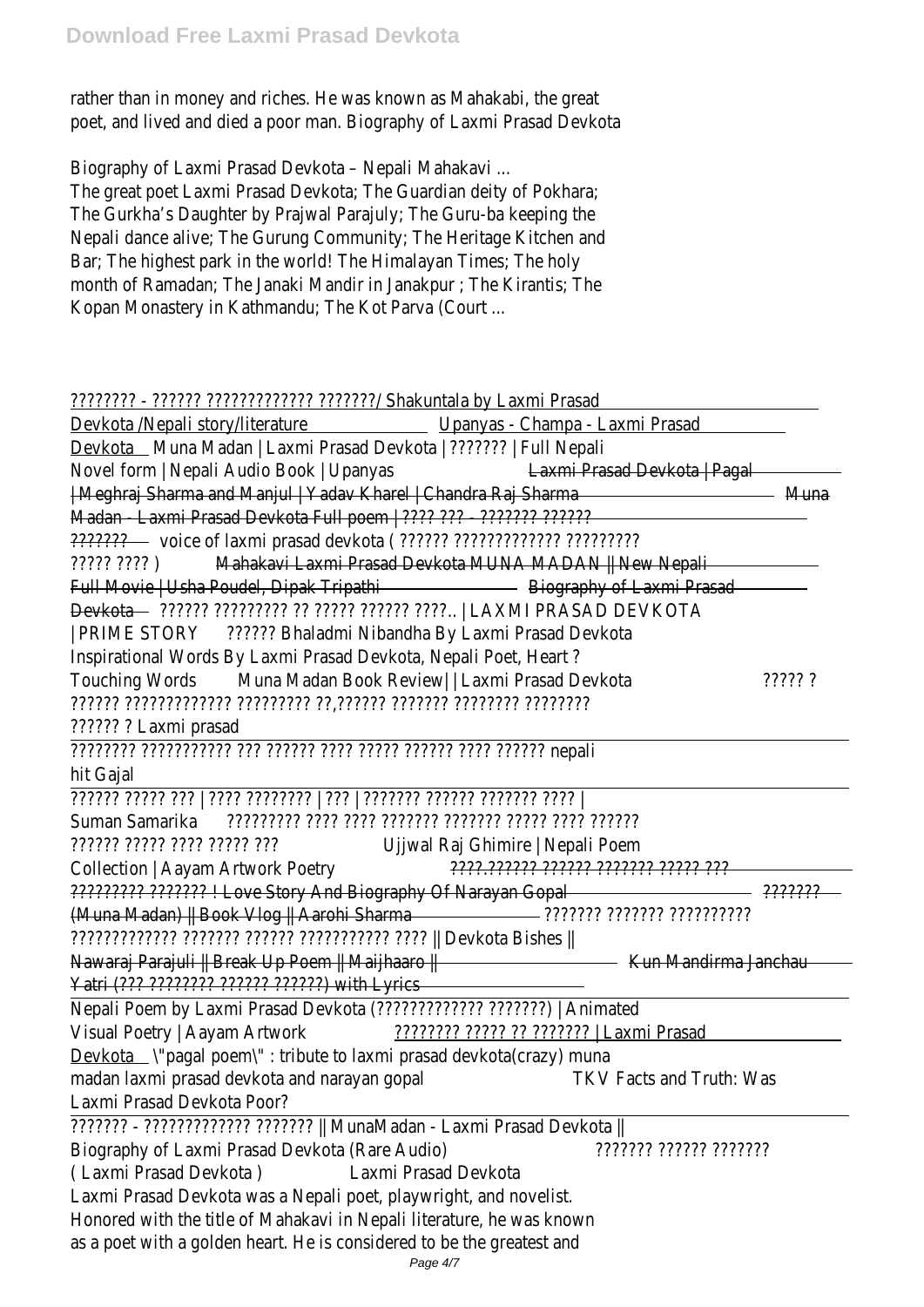rather than in money and riches. He was known as Mahakabi, the great poet, and lived and died a poor man. Biography of Laxmi Prasad Devkota

Biography of Laxmi Prasad Devkota – Nepali Mahakavi ...
The great poet Laxmi Prasad Devkota; The Guardian deity of Pokhara; The Gurkha's Daughter by Prajwal Parajuly; The Guru-ba keeping the Nepali dance alive; The Gurung Community; The Heritage Kitchen and Bar; The highest park in the world! The Himalayan Times; The holy month of Ramadan; The Janaki Mandir in Janakpur ; The Kirantis; The Kopan Monastery in Kathmandu; The Kot Parva (Court ...

???????? - ?????? ????????????? ???????/ Shakuntala by Laxmi Prasad Devkota /Nepali story/literature Upanyas - Champa - Laxmi Prasad Devkota Muna Madan | Laxmi Prasad Devkota | ??????? | Full Nepali Novel form | Nepali Audio Book | Upanyas Laxmi Prasad Devkota | Pagal | Meghraj Sharma and Manjul | Yadav Kharel | Chandra Raj Sharma Muna Madan - Laxmi Prasad Devkota Full poem | ???? ??? - ??????? ?????? ??????? voice of laxmi prasad devkota ( ?????? ???????????? ????????? ????? ???? ) Mahakavi Laxmi Prasad Devkota MUNA MADAN || New Nepali Full Movie | Usha Poudel, Dipak Tripathi Biography of Laxmi Prasad Devkota ?????? ????????? ?? ????? ?????? ????.. | LAXMI PRASAD DEVKOTA | PRIME STORY ?????? Bhaladmi Nibandha By Laxmi Prasad Devkota Inspirational Words By Laxmi Prasad Devkota, Nepali Poet, Heart ? Touching Words Muna Madan Book Review| | Laxmi Prasad Devkota ????? ? ?????? ???????????? ????????? ??,?????? ??????? ???????? ???????? ?????? ? Laxmi prasad

???????? ?????????? ??? ?????? ???? ????? ?????? ???? ?????? nepali hit Gajal

?????? ????? ??? | ???? ???????? | ??? | ??????? ?????? ??????? ???? | Suman Samarika ????????? ???? ???? ??????? ??????? ????? ???? ?????? ?????? ????? ???? ????? ??? Ujjwal Raj Ghimire | Nepali Poem Collection | Aayam Artwork Poetry ????.?????? ?????? ??????? ????? ??? ????????? ??????? ! Love Story And Biography Of Narayan Gopal ??????? (Muna Madan) || Book Vlog || Aarohi Sharma ??????? ??????? ?????????? ????????????? ??????? ?????? ??????????? ???? || Devkota Bishes || Nawaraj Parajuli || Break Up Poem || Maijhaaro || Kun Mandirma Janchau Yatri (??? ???????? ?????? ??????) with Lyrics

Nepali Poem by Laxmi Prasad Devkota (???????????? ???????) | Animated Visual Poetry | Aayam Artwork ???????? ????? ?? ??????? | Laxmi Prasad Devkota "pagal poem" : tribute to laxmi prasad devkota(crazy) muna madan laxmi prasad devkota and narayan gopal TKV Facts and Truth: Was Laxmi Prasad Devkota Poor?

??????? - ????????????? ??????? || MunaMadan - Laxmi Prasad Devkota || Biography of Laxmi Prasad Devkota (Rare Audio) ??????? ?????? ??????? ( Laxmi Prasad Devkota ) Laxmi Prasad Devkota
Laxmi Prasad Devkota was a Nepali poet, playwright, and novelist. Honored with the title of Mahakavi in Nepali literature, he was known as a poet with a golden heart. He is considered to be the greatest and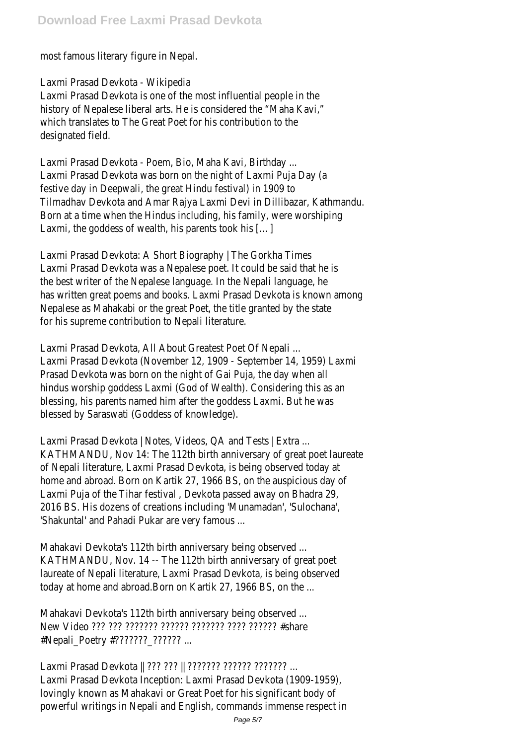most famous literary figure in Nepal.

Laxmi Prasad Devkota - Wikipedia
Laxmi Prasad Devkota is one of the most influential people in the history of Nepalese liberal arts. He is considered the "Maha Kavi," which translates to The Great Poet for his contribution to the designated field.

Laxmi Prasad Devkota - Poem, Bio, Maha Kavi, Birthday ...
Laxmi Prasad Devkota was born on the night of Laxmi Puja Day (a festive day in Deepwali, the great Hindu festival) in 1909 to Tilmadhav Devkota and Amar Rajya Laxmi Devi in Dillibazar, Kathmandu. Born at a time when the Hindus including, his family, were worshiping Laxmi, the goddess of wealth, his parents took his […]

Laxmi Prasad Devkota: A Short Biography | The Gorkha Times
Laxmi Prasad Devkota was a Nepalese poet. It could be said that he is the best writer of the Nepalese language. In the Nepali language, he has written great poems and books. Laxmi Prasad Devkota is known among Nepalese as Mahakabi or the great Poet, the title granted by the state for his supreme contribution to Nepali literature.

Laxmi Prasad Devkota, All About Greatest Poet Of Nepali ...
Laxmi Prasad Devkota (November 12, 1909 - September 14, 1959) Laxmi Prasad Devkota was born on the night of Gai Puja, the day when all hindus worship goddess Laxmi (God of Wealth). Considering this as an blessing, his parents named him after the goddess Laxmi. But he was blessed by Saraswati (Goddess of knowledge).

Laxmi Prasad Devkota | Notes, Videos, QA and Tests | Extra ...
KATHMANDU, Nov 14: The 112th birth anniversary of great poet laureate of Nepali literature, Laxmi Prasad Devkota, is being observed today at home and abroad. Born on Kartik 27, 1966 BS, on the auspicious day of Laxmi Puja of the Tihar festival , Devkota passed away on Bhadra 29, 2016 BS. His dozens of creations including 'Munamadan', 'Sulochana', 'Shakuntal' and Pahadi Pukar are very famous ...

Mahakavi Devkota's 112th birth anniversary being observed ...
KATHMANDU, Nov. 14 -- The 112th birth anniversary of great poet laureate of Nepali literature, Laxmi Prasad Devkota, is being observed today at home and abroad.Born on Kartik 27, 1966 BS, on the ...

Mahakavi Devkota's 112th birth anniversary being observed ...
New Video ??? ??? ??????? ?????? ??????? ???? ?????? #share #Nepali_Poetry #???????_?????? ...

Laxmi Prasad Devkota || ??? ??? || ??????? ?????? ??????? ...
Laxmi Prasad Devkota Inception: Laxmi Prasad Devkota (1909-1959), lovingly known as Mahakavi or Great Poet for his significant body of powerful writings in Nepali and English, commands immense respect in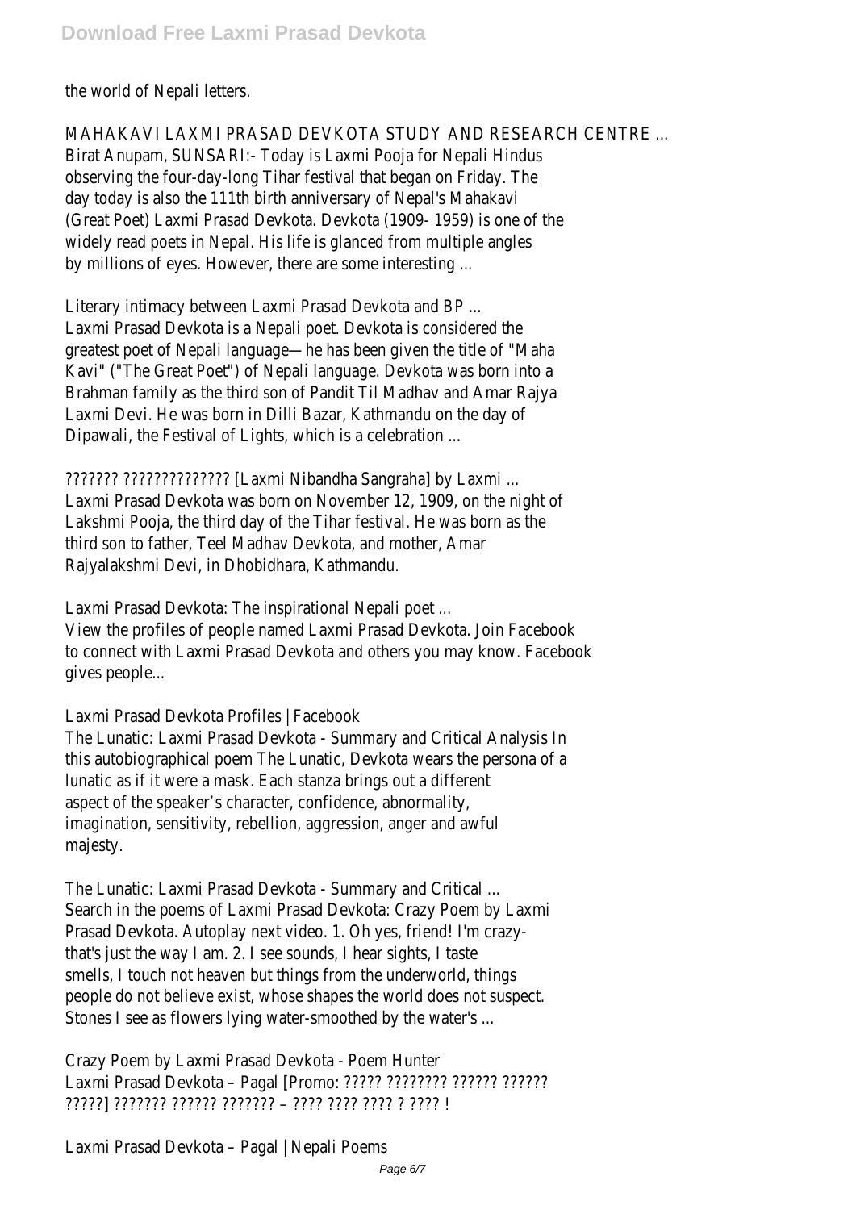the world of Nepali letters.

MAHAKAVI LAXMI PRASAD DEVKOTA STUDY AND RESEARCH CENTRE ...
Birat Anupam, SUNSARI:- Today is Laxmi Pooja for Nepali Hindus observing the four-day-long Tihar festival that began on Friday. The day today is also the 111th birth anniversary of Nepal's Mahakavi (Great Poet) Laxmi Prasad Devkota. Devkota (1909- 1959) is one of the widely read poets in Nepal. His life is glanced from multiple angles by millions of eyes. However, there are some interesting ...

Literary intimacy between Laxmi Prasad Devkota and BP ...
Laxmi Prasad Devkota is a Nepali poet. Devkota is considered the greatest poet of Nepali language—he has been given the title of "Maha Kavi" ("The Great Poet") of Nepali language. Devkota was born into a Brahman family as the third son of Pandit Til Madhav and Amar Rajya Laxmi Devi. He was born in Dilli Bazar, Kathmandu on the day of Dipawali, the Festival of Lights, which is a celebration ...

??????? ?????????????? [Laxmi Nibandha Sangraha] by Laxmi ...
Laxmi Prasad Devkota was born on November 12, 1909, on the night of Lakshmi Pooja, the third day of the Tihar festival. He was born as the third son to father, Teel Madhav Devkota, and mother, Amar Rajyalakshmi Devi, in Dhobidhara, Kathmandu.

Laxmi Prasad Devkota: The inspirational Nepali poet ...
View the profiles of people named Laxmi Prasad Devkota. Join Facebook to connect with Laxmi Prasad Devkota and others you may know. Facebook gives people...

Laxmi Prasad Devkota Profiles | Facebook
The Lunatic: Laxmi Prasad Devkota - Summary and Critical Analysis In this autobiographical poem The Lunatic, Devkota wears the persona of a lunatic as if it were a mask. Each stanza brings out a different aspect of the speaker's character, confidence, abnormality, imagination, sensitivity, rebellion, aggression, anger and awful majesty.

The Lunatic: Laxmi Prasad Devkota - Summary and Critical ...
Search in the poems of Laxmi Prasad Devkota: Crazy Poem by Laxmi Prasad Devkota. Autoplay next video. 1. Oh yes, friend! I'm crazy- that's just the way I am. 2. I see sounds, I hear sights, I taste smells, I touch not heaven but things from the underworld, things people do not believe exist, whose shapes the world does not suspect. Stones I see as flowers lying water-smoothed by the water's ...

Crazy Poem by Laxmi Prasad Devkota - Poem Hunter
Laxmi Prasad Devkota – Pagal [Promo: ????? ???????? ?????? ?????? ?????] ??????? ?????? ??????? – ???? ???? ???? ? ???? !

Laxmi Prasad Devkota – Pagal | Nepali Poems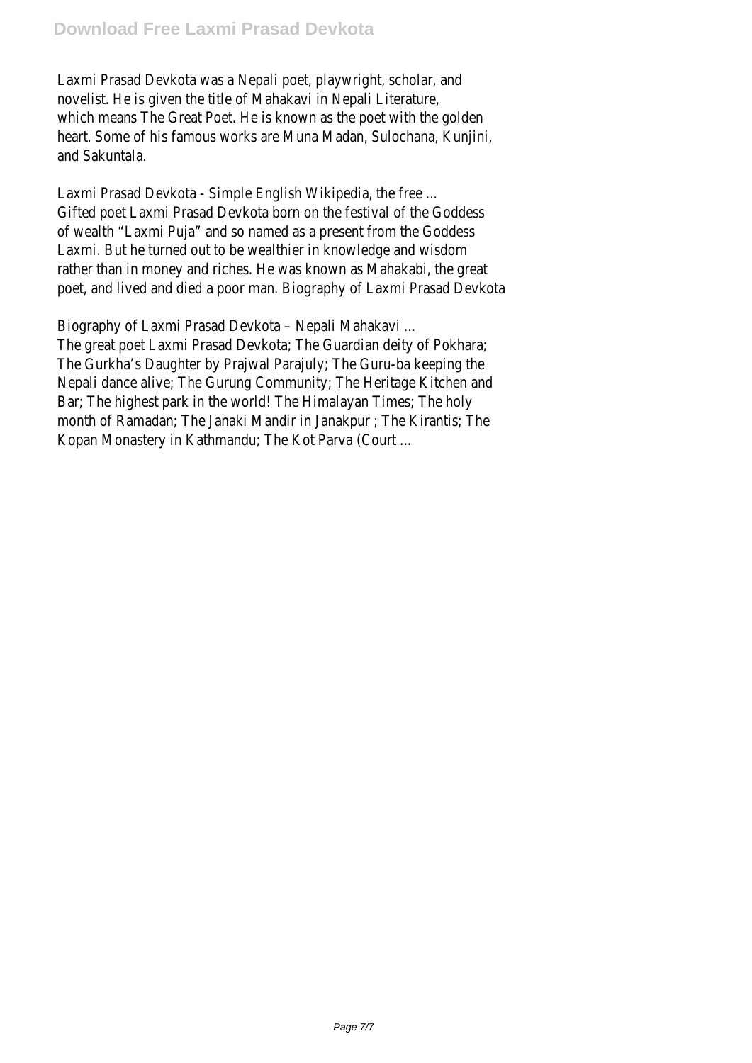Laxmi Prasad Devkota was a Nepali poet, playwright, scholar, and novelist. He is given the title of Mahakavi in Nepali Literature, which means The Great Poet. He is known as the poet with the golden heart. Some of his famous works are Muna Madan, Sulochana, Kunjini, and Sakuntala.

Laxmi Prasad Devkota - Simple English Wikipedia, the free ...
Gifted poet Laxmi Prasad Devkota born on the festival of the Goddess of wealth "Laxmi Puja" and so named as a present from the Goddess Laxmi. But he turned out to be wealthier in knowledge and wisdom rather than in money and riches. He was known as Mahakabi, the great poet, and lived and died a poor man. Biography of Laxmi Prasad Devkota

Biography of Laxmi Prasad Devkota – Nepali Mahakavi ...
The great poet Laxmi Prasad Devkota; The Guardian deity of Pokhara; The Gurkha's Daughter by Prajwal Parajuly; The Guru-ba keeping the Nepali dance alive; The Gurung Community; The Heritage Kitchen and Bar; The highest park in the world! The Himalayan Times; The holy month of Ramadan; The Janaki Mandir in Janakpur ; The Kirantis; The Kopan Monastery in Kathmandu; The Kot Parva (Court ...